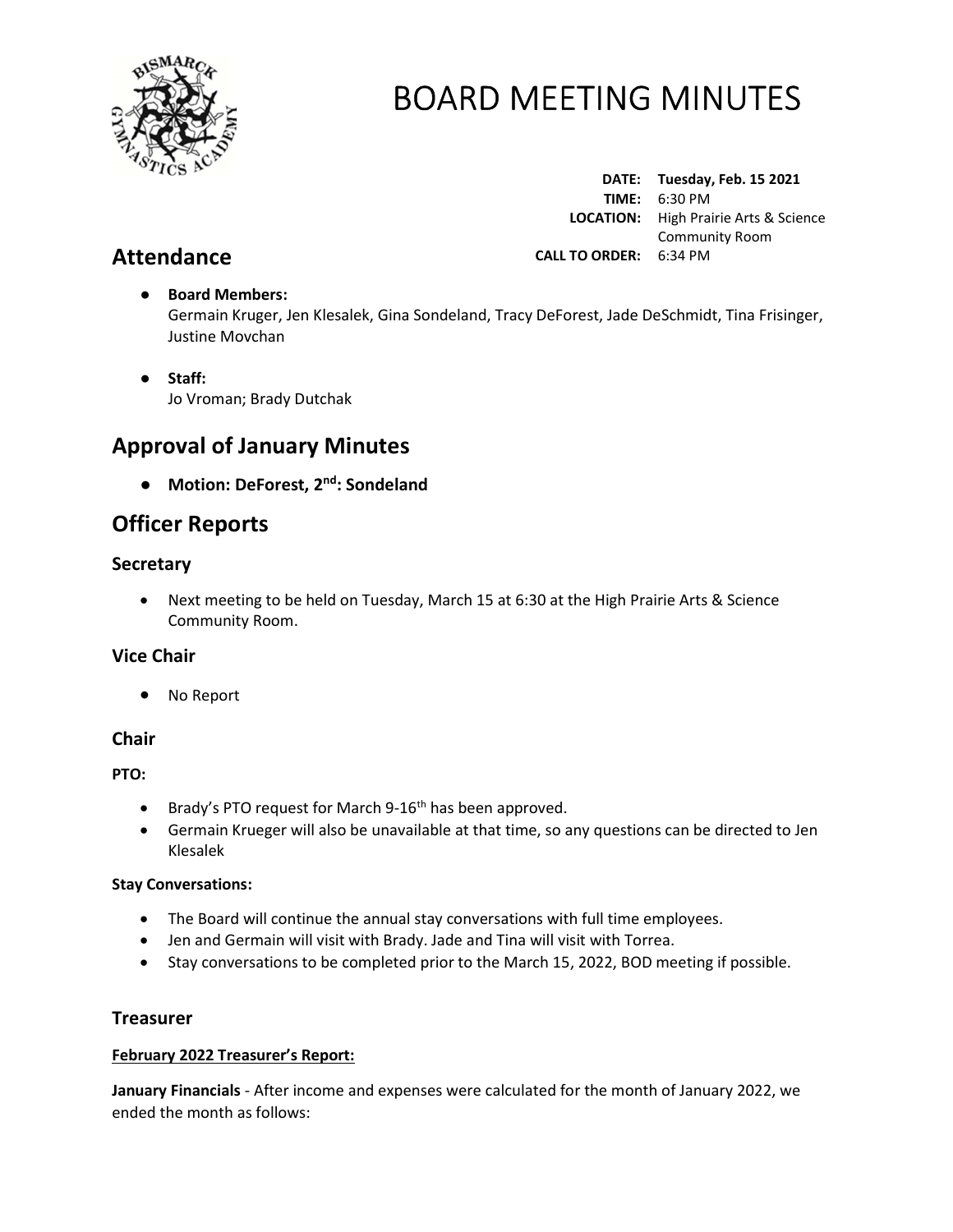# BOARD MEETING MINUTES

**DATE:** **Tuesday, Feb. 15 2021**
**TIME:** 6:30 PM
**LOCATION:** High Prairie Arts & Science Community Room
**CALL TO ORDER:** 6:34 PM

## Attendance

- **Board Members:**
  Germain Kruger, Jen Klesalek, Gina Sondeland, Tracy DeForest, Jade DeSchmidt, Tina Frisinger, Justine Movchan

- **Staff:**
  Jo Vroman; Brady Dutchak

## Approval of January Minutes

- **Motion: DeForest, 2nd: Sondeland**

## Officer Reports

### Secretary

- Next meeting to be held on Tuesday, March 15 at 6:30 at the High Prairie Arts & Science Community Room.

### Vice Chair

- No Report

### Chair

**PTO:**

- Brady's PTO request for March 9-16th has been approved.
- Germain Krueger will also be unavailable at that time, so any questions can be directed to Jen Klesalek

**Stay Conversations:**

- The Board will continue the annual stay conversations with full time employees.
- Jen and Germain will visit with Brady. Jade and Tina will visit with Torrea.
- Stay conversations to be completed prior to the March 15, 2022, BOD meeting if possible.

### Treasurer

**February 2022 Treasurer's Report:**

**January Financials** - After income and expenses were calculated for the month of January 2022, we ended the month as follows: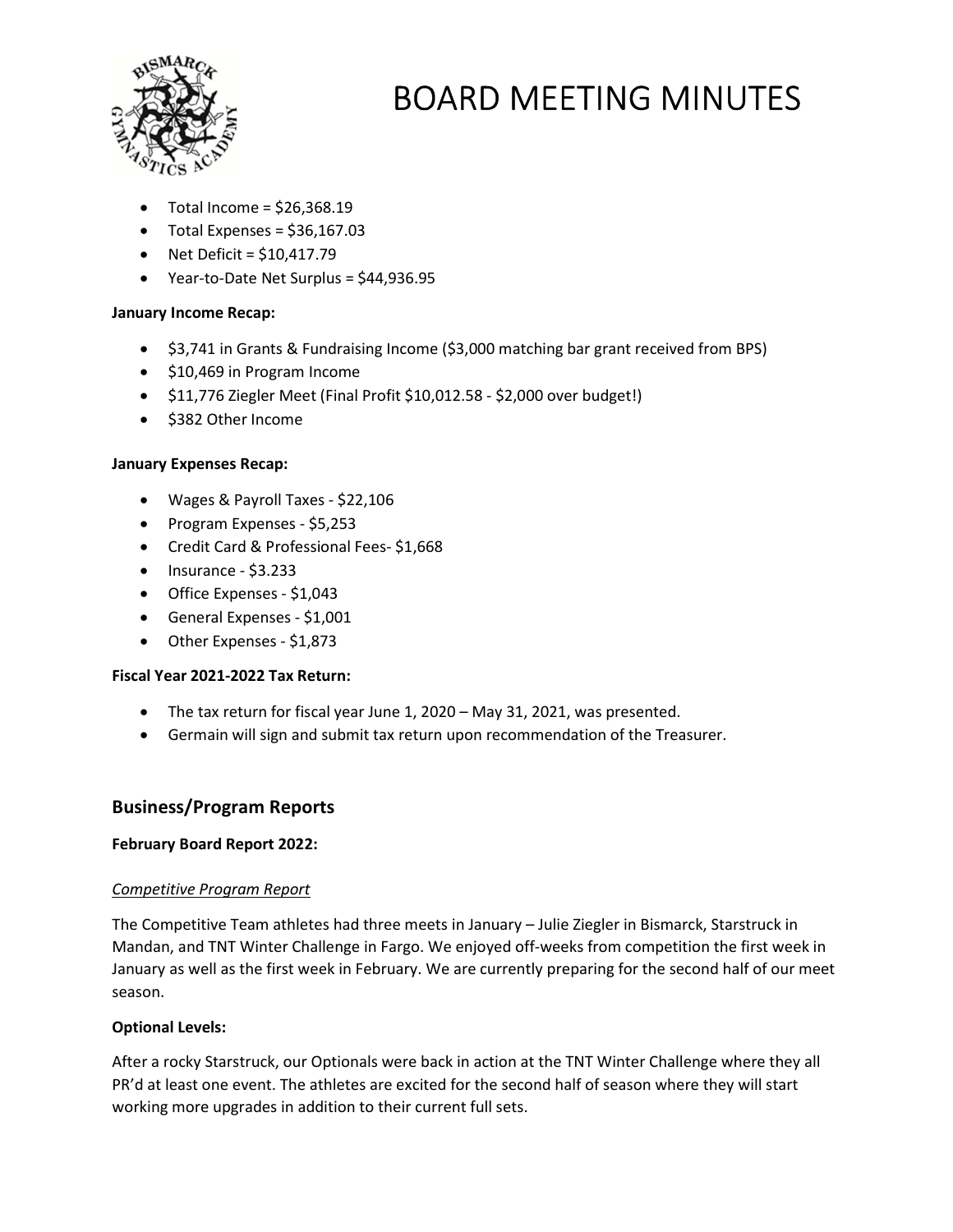- Total Income = $26,368.19
- Total Expenses = $36,167.03
- Net Deficit = $10,417.79
- Year-to-Date Net Surplus = $44,936.95

**January Income Recap:**

- $3,741 in Grants & Fundraising Income ($3,000 matching bar grant received from BPS)
- $10,469 in Program Income
- $11,776 Ziegler Meet (Final Profit $10,012.58 - $2,000 over budget!)
- $382 Other Income

**January Expenses Recap:**

- Wages & Payroll Taxes - $22,106
- Program Expenses - $5,253
- Credit Card & Professional Fees- $1,668
- Insurance - $3.233
- Office Expenses - $1,043
- General Expenses - $1,001
- Other Expenses - $1,873

**Fiscal Year 2021-2022 Tax Return:**

- The tax return for fiscal year June 1, 2020 – May 31, 2021, was presented.
- Germain will sign and submit tax return upon recommendation of the Treasurer.

## Business/Program Reports

**February Board Report 2022:**

*Competitive Program Report*

The Competitive Team athletes had three meets in January – Julie Ziegler in Bismarck, Starstruck in Mandan, and TNT Winter Challenge in Fargo. We enjoyed off-weeks from competition the first week in January as well as the first week in February. We are currently preparing for the second half of our meet season.

**Optional Levels:**

After a rocky Starstruck, our Optionals were back in action at the TNT Winter Challenge where they all PR'd at least one event. The athletes are excited for the second half of season where they will start working more upgrades in addition to their current full sets.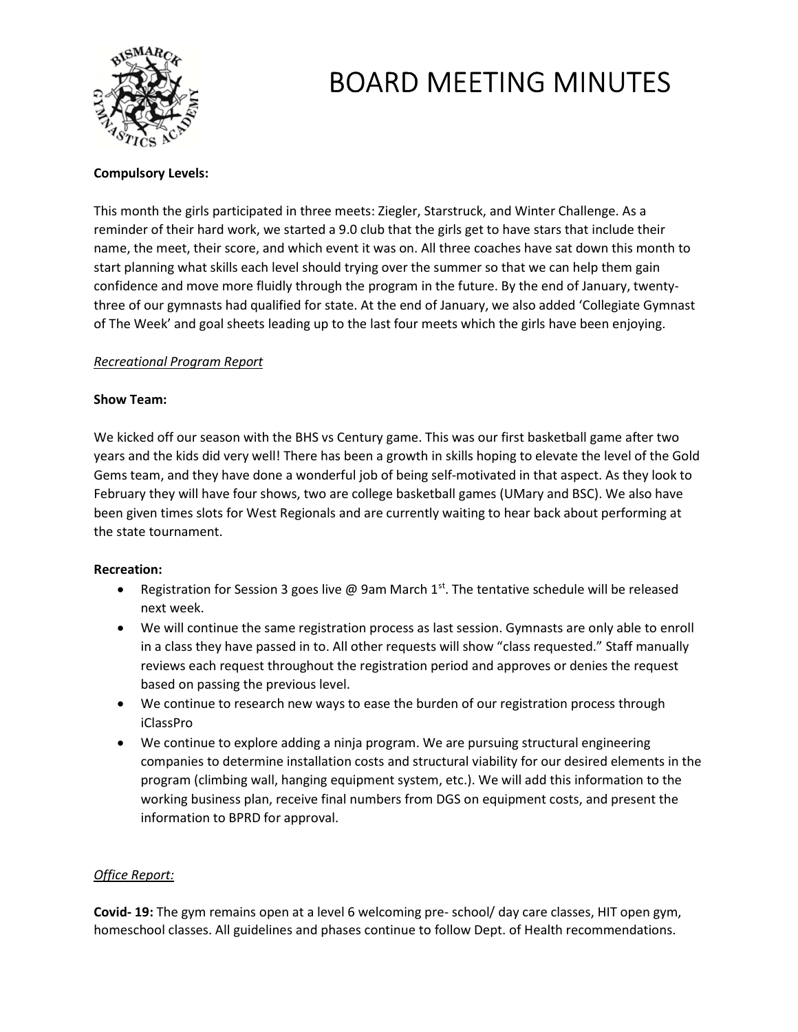# BOARD MEETING MINUTES

**Compulsory Levels:**

This month the girls participated in three meets: Ziegler, Starstruck, and Winter Challenge. As a reminder of their hard work, we started a 9.0 club that the girls get to have stars that include their name, the meet, their score, and which event it was on. All three coaches have sat down this month to start planning what skills each level should trying over the summer so that we can help them gain confidence and move more fluidly through the program in the future. By the end of January, twenty-three of our gymnasts had qualified for state. At the end of January, we also added 'Collegiate Gymnast of The Week' and goal sheets leading up to the last four meets which the girls have been enjoying.

*Recreational Program Report*

**Show Team:**

We kicked off our season with the BHS vs Century game. This was our first basketball game after two years and the kids did very well! There has been a growth in skills hoping to elevate the level of the Gold Gems team, and they have done a wonderful job of being self-motivated in that aspect. As they look to February they will have four shows, two are college basketball games (UMary and BSC). We also have been given times slots for West Regionals and are currently waiting to hear back about performing at the state tournament.

**Recreation:**

- Registration for Session 3 goes live @ 9am March 1st. The tentative schedule will be released next week.
- We will continue the same registration process as last session. Gymnasts are only able to enroll in a class they have passed in to. All other requests will show "class requested." Staff manually reviews each request throughout the registration period and approves or denies the request based on passing the previous level.
- We continue to research new ways to ease the burden of our registration process through iClassPro
- We continue to explore adding a ninja program. We are pursuing structural engineering companies to determine installation costs and structural viability for our desired elements in the program (climbing wall, hanging equipment system, etc.). We will add this information to the working business plan, receive final numbers from DGS on equipment costs, and present the information to BPRD for approval.

*Office Report:*

**Covid- 19:** The gym remains open at a level 6 welcoming pre- school/ day care classes, HIT open gym, homeschool classes. All guidelines and phases continue to follow Dept. of Health recommendations.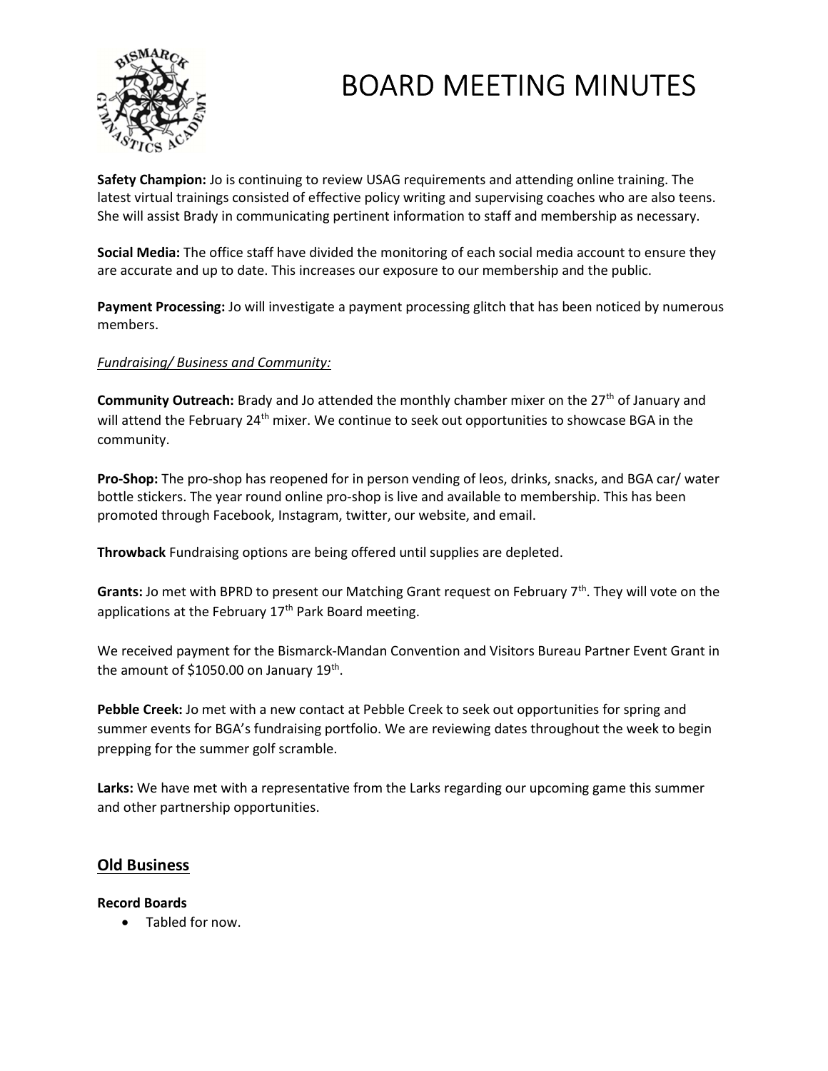# BOARD MEETING MINUTES

**Safety Champion:** Jo is continuing to review USAG requirements and attending online training. The latest virtual trainings consisted of effective policy writing and supervising coaches who are also teens. She will assist Brady in communicating pertinent information to staff and membership as necessary.

**Social Media:** The office staff have divided the monitoring of each social media account to ensure they are accurate and up to date. This increases our exposure to our membership and the public.

**Payment Processing:** Jo will investigate a payment processing glitch that has been noticed by numerous members.

*Fundraising/ Business and Community:*

**Community Outreach:** Brady and Jo attended the monthly chamber mixer on the 27th of January and will attend the February 24th mixer. We continue to seek out opportunities to showcase BGA in the community.

**Pro-Shop:** The pro-shop has reopened for in person vending of leos, drinks, snacks, and BGA car/ water bottle stickers. The year round online pro-shop is live and available to membership. This has been promoted through Facebook, Instagram, twitter, our website, and email.

**Throwback** Fundraising options are being offered until supplies are depleted.

**Grants:** Jo met with BPRD to present our Matching Grant request on February 7th. They will vote on the applications at the February 17th Park Board meeting.

We received payment for the Bismarck-Mandan Convention and Visitors Bureau Partner Event Grant in the amount of $1050.00 on January 19th.

**Pebble Creek:** Jo met with a new contact at Pebble Creek to seek out opportunities for spring and summer events for BGA's fundraising portfolio. We are reviewing dates throughout the week to begin prepping for the summer golf scramble.

**Larks:** We have met with a representative from the Larks regarding our upcoming game this summer and other partnership opportunities.

## Old Business

**Record Boards**

- Tabled for now.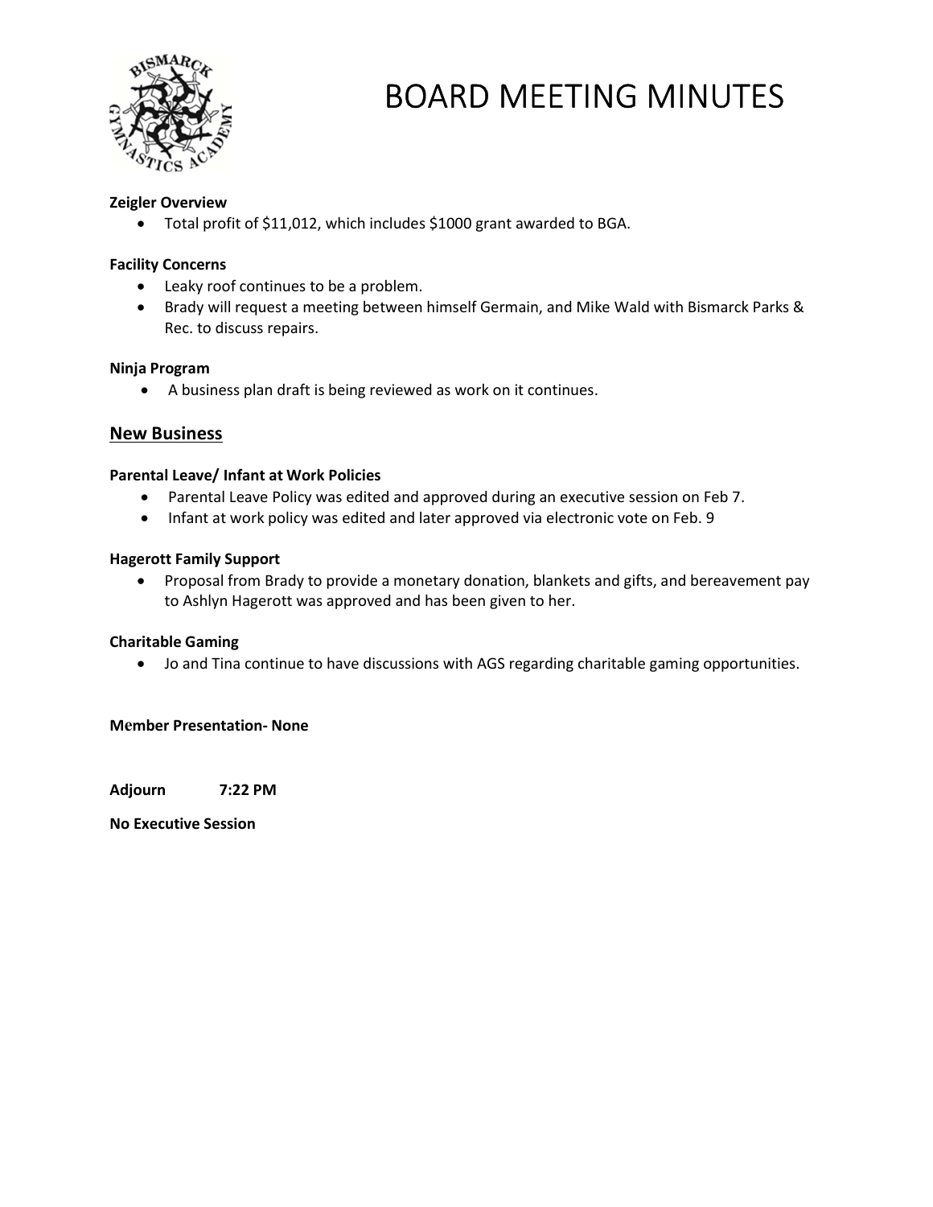# BOARD MEETING MINUTES

**Zeigler Overview**

- Total profit of $11,012, which includes $1000 grant awarded to BGA.

**Facility Concerns**

- Leaky roof continues to be a problem.
- Brady will request a meeting between himself Germain, and Mike Wald with Bismarck Parks & Rec. to discuss repairs.

**Ninja Program**

- A business plan draft is being reviewed as work on it continues.

## New Business

**Parental Leave/ Infant at Work Policies**

- Parental Leave Policy was edited and approved during an executive session on Feb 7.
- Infant at work policy was edited and later approved via electronic vote on Feb. 9

**Hagerott Family Support**

- Proposal from Brady to provide a monetary donation, blankets and gifts, and bereavement pay to Ashlyn Hagerott was approved and has been given to her.

**Charitable Gaming**

- Jo and Tina continue to have discussions with AGS regarding charitable gaming opportunities.

**Member Presentation- None**

**Adjourn 7:22 PM**

**No Executive Session**